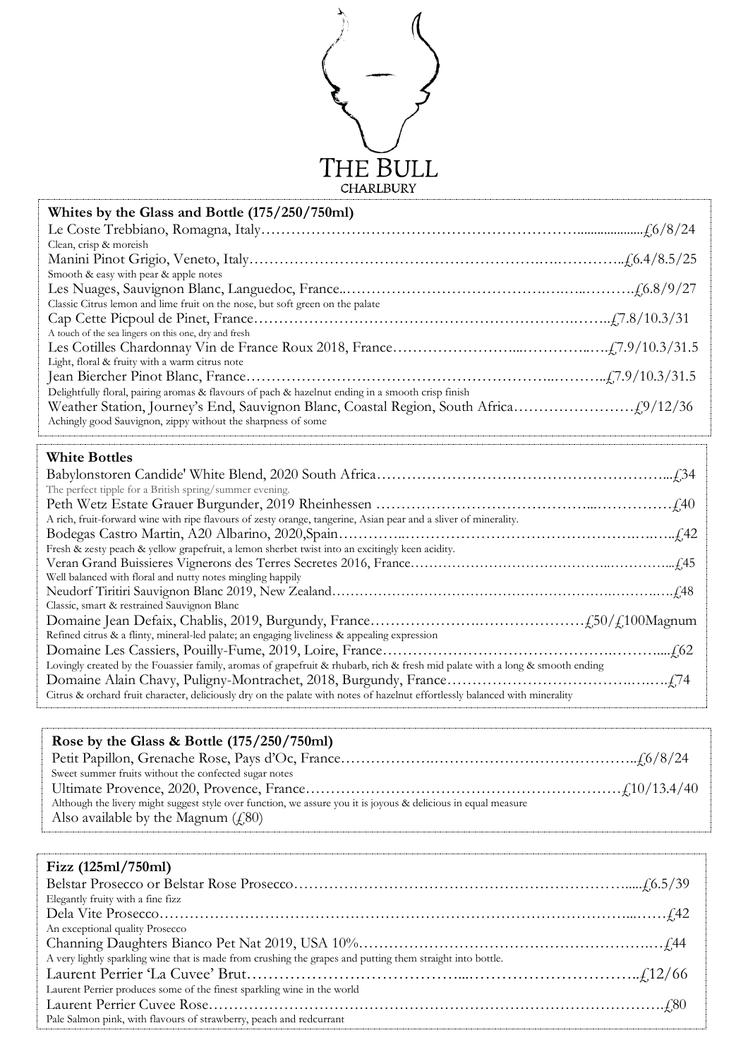# THE BULL
CHARLBURY

## Whites by the Glass and Bottle (175/250/750ml)

Le Coste Trebbiano, Romagna, Italy……………………………………………………….....................£6/8/24
Clean, crisp & moreish

Manini Pinot Grigio, Veneto, Italy………………………………………………….….………..£6.4/8.5/25
Smooth & easy with pear & apple notes

Les Nuages, Sauvignon Blanc, Languedoc, France..…………………………….….…..……….£6.8/9/27
Classic Citrus lemon and lime fruit on the nose, but soft green on the palate

Cap Cette Picpoul de Pinet, France……………………………………………………….……..£7.8/10.3/31
A touch of the sea lingers on this one, dry and fresh

Les Cotilles Chardonnay Vin de France Roux 2018, France……………………....…………..….£7.9/10.3/31.5
Light, floral & fruity with a warm citrus note

Jean Biercher Pinot Blanc, France……………………………………………………..………..£7.9/10.3/31.5
Delightfully floral, pairing aromas & flavours of pach & hazelnut ending in a smooth crisp finish

Weather Station, Journey's End, Sauvignon Blanc, Coastal Region, South Africa……………………£9/12/36
Achingly good Sauvignon, zippy without the sharpness of some

## White Bottles

Babylonstoren Candide' White Blend, 2020 South Africa…………………………………………………...£34
The perfect tipple for a British spring/summer evening.

Peth Wetz Estate Grauer Burgunder, 2019 Rheinhessen ……………………………………...……………£40
A rich, fruit-forward wine with ripe flavours of zesty orange, tangerine, Asian pear and a sliver of minerality.

Bodegas Castro Martin, A20 Albarino, 2020,Spain…………..……………………………………….….…..£42
Fresh & zesty peach & yellow grapefruit, a lemon sherbet twist into an excitingly keen acidity.

Veran Grand Buissieres Vignerons des Terres Secretes 2016, France……………………………..…………...£45
Well balanced with floral and nutty notes mingling happily

Neudorf Tiritiri Sauvignon Blanc 2019, New Zealand……………………………………………….…….….£48
Classic, smart & restrained Sauvignon Blanc

Domaine Jean Defaix, Chablis, 2019, Burgundy, France………………….…………………£50/£100Magnum
Refined citrus & a flinty, mineral-led palate; an engaging liveliness & appealing expression

Domaine Les Cassiers, Pouilly-Fume, 2019, Loire, France………………………………………….……....£62
Lovingly created by the Fouassier family, aromas of grapefruit & rhubarb, rich & fresh mid palate with a long & smooth ending

Domaine Alain Chavy, Puligny-Montrachet, 2018, Burgundy, France……………………………….…….£74
Citrus & orchard fruit character, deliciously dry on the palate with notes of hazelnut effortlessly balanced with minerality

## Rose by the Glass & Bottle (175/250/750ml)

Petit Papillon, Grenache Rose, Pays d'Oc, France……………….………………………………..£6/8/24
Sweet summer fruits without the confected sugar notes

Ultimate Provence, 2020, Provence, France…………………………………………………….£10/13.4/40
Although the livery might suggest style over function, we assure you it is joyous & delicious in equal measure

Also available by the Magnum (£80)

## Fizz (125ml/750ml)

Belstar Prosecco or Belstar Rose Prosecco…………………………………………………….....£6.5/39
Elegantly fruity with a fine fizz

Dela Vite Prosecco…………………………………………………………………………...……£42
An exceptional quality Prosecco

Channing Daughters Bianco Pet Nat 2019, USA 10%…………………………………………….…£44
A very lightly sparkling wine that is made from crushing the grapes and putting them straight into bottle.

Laurent Perrier 'La Cuvee' Brut……………………………....…………………………..£12/66
Laurent Perrier produces some of the finest sparkling wine in the world

Laurent Perrier Cuvee Rose…………………………………………………………………….£80
Pale Salmon pink, with flavours of strawberry, peach and redcurrant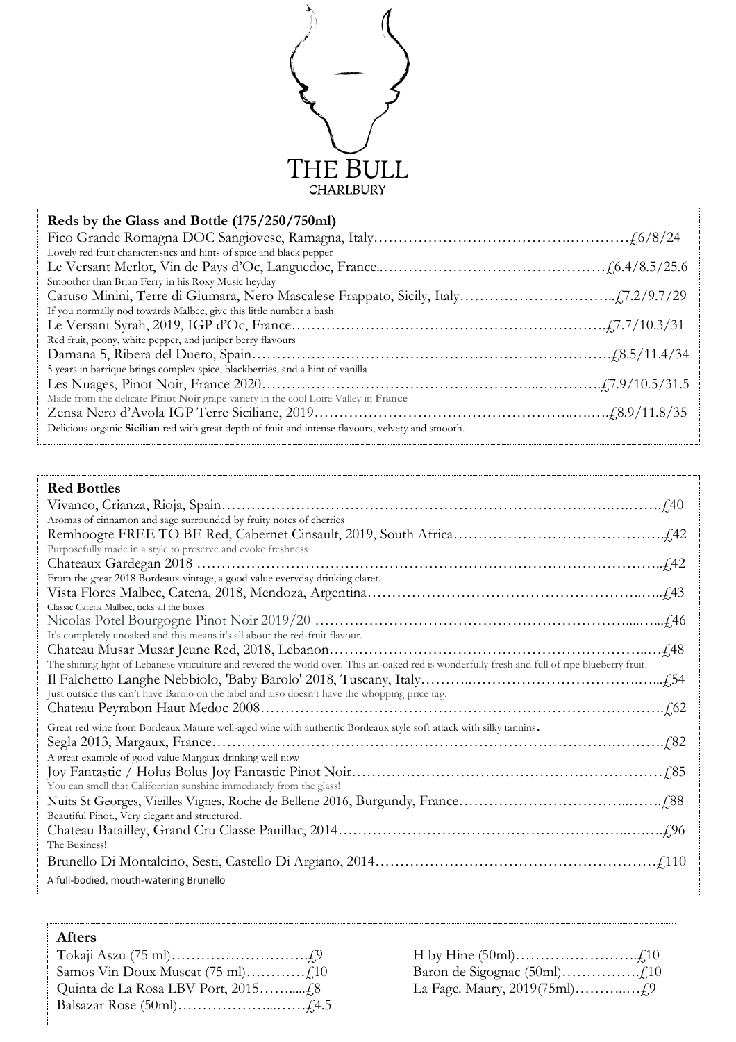THE BULL

CHARLBURY

## Reds by the Glass and Bottle (175/250/750ml)

Fico Grande Romagna DOC Sangiovese, Ramagna, Italy……………………………………………£6/8/24
Lovely red fruit characteristics and hints of spice and black pepper

Le Versant Merlot, Vin de Pays d'Oc, Languedoc, France..………………………………………£6.4/8.5/25.6
Smoother than Brian Ferry in his Roxy Music heyday

Caruso Minini, Terre di Giumara, Nero Mascalese Frappato, Sicily, Italy…………………………..£7.2/9.7/29
If you normally nod towards Malbec, give this little number a bash

Le Versant Syrah, 2019, IGP d'Oc, France……………………………………………………….£7.7/10.3/31
Red fruit, peony, white pepper, and juniper berry flavours

Damana 5, Ribera del Duero, Spain……………………………………………………………….£8.5/11.4/34
5 years in barrique brings complex spice, blackberries, and a hint of vanilla

Les Nuages, Pinot Noir, France 2020……………………………………………...…………..£7.9/10.5/31.5
Made from the delicate **Pinot Noir** grape variety in the cool Loire Valley in **France**

Zensa Nero d'Avola IGP Terre Siciliane, 2019……………………………………………..…….£8.9/11.8/35
Delicious organic **Sicilian** red with great depth of fruit and intense flavours, velvety and smooth.

## Red Bottles

Vivanco, Crianza, Rioja, Spain……………………………………………………………….…….£40
Aromas of cinnamon and sage surrounded by fruity notes of cherries

Remhoogte FREE TO BE Red, Cabernet Cinsault, 2019, South Africa…………………………………….£42
Purposefully made in a style to preserve and evoke freshness

Chateaux Gardegan 2018 ……………………………………………………………………………..£42
From the great 2018 Bordeaux vintage, a good value everyday drinking claret.

Vista Flores Malbec, Catena, 2018, Mendoza, Argentina……………………………………………..….£43
Classic Catena Malbec, ticks all the boxes

Nicolas Potel Bourgogne Pinot Noir 2019/20 ………………………………………………………...…..£46
It's completely unoaked and this means it's all about the red-fruit flavour.

Chateau Musar Musar Jeune Red, 2018, Lebanon…………………………………………………..…£48
The shining light of Lebanese viticulture and revered the world over. This un-oaked red is wonderfully fresh and full of ripe blueberry fruit.

Il Falchetto Langhe Nebbiolo, 'Baby Barolo' 2018, Tuscany, Italy………..…………………………..…...£54
Just outside this can't have Barolo on the label and also doesn't have the whopping price tag.

Chateau Peyrabon Haut Medoc 2008…………………………………………………………………….£62
Great red wine from Bordeaux Mature well-aged wine with authentic Bordeaux style soft attack with silky tannins.

Segla 2013, Margaux, France……………………………………………………………………….……£82
A great example of good value Margaux drinking well now

Joy Fantastic / Holus Bolus Joy Fantastic Pinot Noir………………………………………………………£85
You can smell that Californian sunshine immediately from the glass!

Nuits St Georges, Vieilles Vignes, Roche de Bellene 2016, Burgundy, France……………………..……..£88
Beautiful Pinot., Very elegant and structured.

Chateau Batailley, Grand Cru Classe Pauillac, 2014……………………………………………..….….£96
The Business!

Brunello Di Montalcino, Sesti, Castello Di Argiano, 2014…………………………………………………£110
A full-bodied, mouth-watering Brunello

## Afters

Tokaji Aszu (75 ml)……………………….£9
Samos Vin Doux Muscat (75 ml)…………£10
Quinta de La Rosa LBV Port, 2015……....£8
Balsazar Rose (50ml)………………...……£4.5
H by Hine (50ml)……………………..£10
Baron de Sigognac (50ml)…………….£10
La Fage. Maury, 2019(75ml)………..…£9